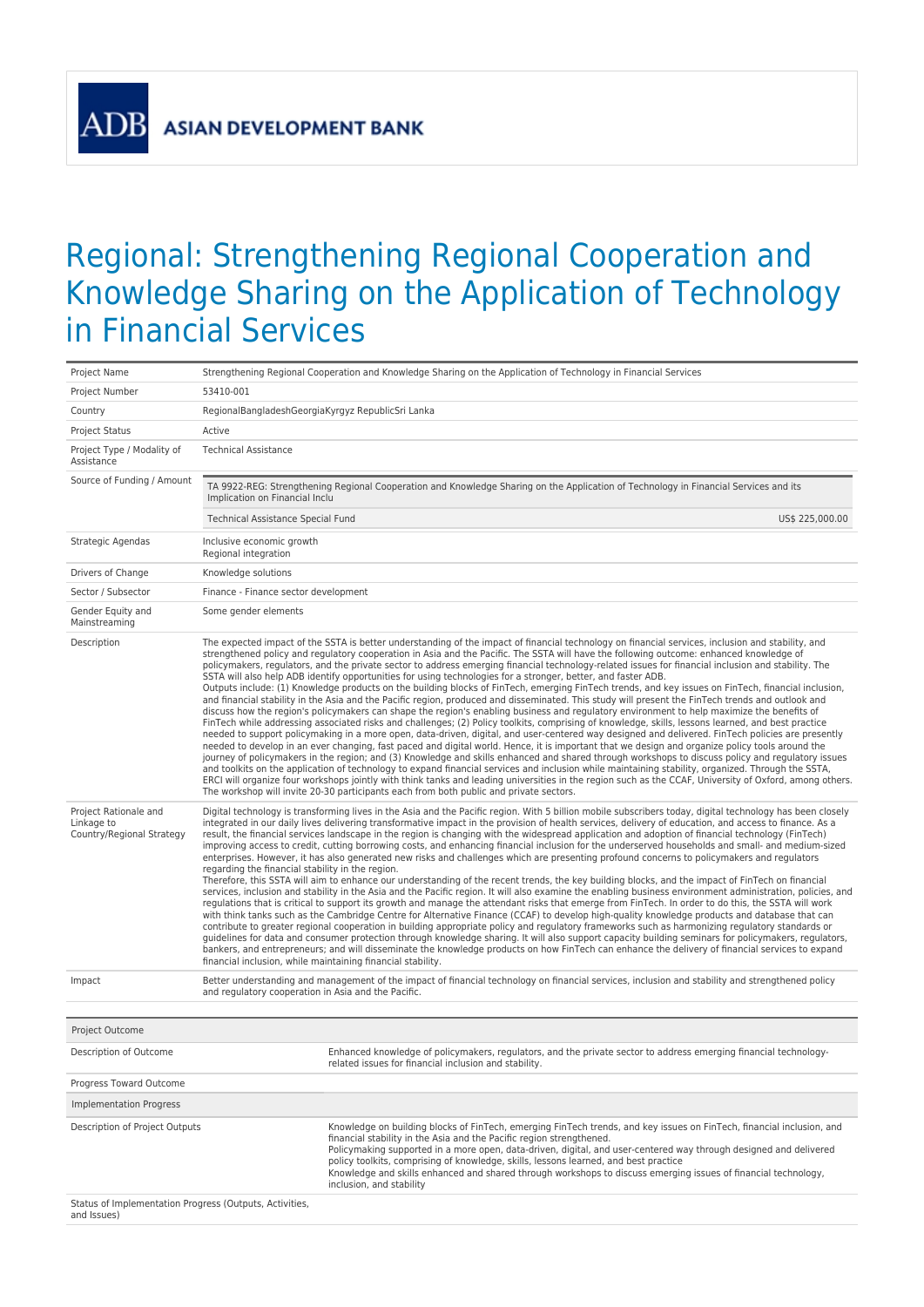ADB ASIAN DEVELOPMENT BANK

# Regional: Strengthening Regional Cooperation and Knowledge Sharing on the Application of Technology in Financial Services

| | |
|---|---|
| Project Name | Strengthening Regional Cooperation and Knowledge Sharing on the Application of Technology in Financial Services |
| Project Number | 53410-001 |
| Country | RegionalBangladeshGeorgiaKyrgyz RepublicSri Lanka |
| Project Status | Active |
| Project Type / Modality of Assistance | Technical Assistance |
| Source of Funding / Amount | TA 9922-REG: Strengthening Regional Cooperation and Knowledge Sharing on the Application of Technology in Financial Services and its Implication on Financial Inclu<br>Technical Assistance Special Fund — US$ 225,000.00 |
| Strategic Agendas | Inclusive economic growth<br>Regional integration |
| Drivers of Change | Knowledge solutions |
| Sector / Subsector | Finance - Finance sector development |
| Gender Equity and Mainstreaming | Some gender elements |
| Description | The expected impact of the SSTA is better understanding of the impact of financial technology on financial services, inclusion and stability, and strengthened policy and regulatory cooperation in Asia and the Pacific. The SSTA will have the following outcome: enhanced knowledge of policymakers, regulators, and the private sector to address emerging financial technology-related issues for financial inclusion and stability. The SSTA will also help ADB identify opportunities for using technologies for a stronger, better, and faster ADB.<br>Outputs include: (1) Knowledge products on the building blocks of FinTech, emerging FinTech trends, and key issues on FinTech, financial inclusion, and financial stability in the Asia and the Pacific region, produced and disseminated. This study will present the FinTech trends and outlook and discuss how the region's policymakers can shape the region's enabling business and regulatory environment to help maximize the benefits of FinTech while addressing associated risks and challenges; (2) Policy toolkits, comprising of knowledge, skills, lessons learned, and best practice needed to support policymaking in a more open, data-driven, digital, and user-centered way designed and delivered. FinTech policies are presently needed to develop in an ever changing, fast paced and digital world. Hence, it is important that we design and organize policy tools around the journey of policymakers in the region; and (3) Knowledge and skills enhanced and shared through workshops to discuss policy and regulatory issues and toolkits on the application of technology to expand financial services and inclusion while maintaining stability, organized. Through the SSTA, ERCI will organize four workshops jointly with think tanks and leading universities in the region such as the CCAF, University of Oxford, among others. The workshop will invite 20-30 participants each from both public and private sectors. |
| Project Rationale and Linkage to Country/Regional Strategy | Digital technology is transforming lives in the Asia and the Pacific region. With 5 billion mobile subscribers today, digital technology has been closely integrated in our daily lives delivering transformative impact in the provision of health services, delivery of education, and access to finance. As a result, the financial services landscape in the region is changing with the widespread application and adoption of financial technology (FinTech) improving access to credit, cutting borrowing costs, and enhancing financial inclusion for the underserved households and small- and medium-sized enterprises. However, it has also generated new risks and challenges which are presenting profound concerns to policymakers and regulators regarding the financial stability in the region.<br>Therefore, this SSTA will aim to enhance our understanding of the recent trends, the key building blocks, and the impact of FinTech on financial services, inclusion and stability in the Asia and the Pacific region. It will also examine the enabling business environment administration, policies, and regulations that is critical to support its growth and manage the attendant risks that emerge from FinTech. In order to do this, the SSTA will work with think tanks such as the Cambridge Centre for Alternative Finance (CCAF) to develop high-quality knowledge products and database that can contribute to greater regional cooperation in building appropriate policy and regulatory frameworks such as harmonizing regulatory standards or guidelines for data and consumer protection through knowledge sharing. It will also support capacity building seminars for policymakers, regulators, bankers, and entrepreneurs; and will disseminate the knowledge products on how FinTech can enhance the delivery of financial services to expand financial inclusion, while maintaining financial stability. |
| Impact | Better understanding and management of the impact of financial technology on financial services, inclusion and stability and strengthened policy and regulatory cooperation in Asia and the Pacific. |

| Project Outcome | |
|---|---|
| Description of Outcome | Enhanced knowledge of policymakers, regulators, and the private sector to address emerging financial technology-related issues for financial inclusion and stability. |
| Progress Toward Outcome | |
| **Implementation Progress** | |
| Description of Project Outputs | Knowledge on building blocks of FinTech, emerging FinTech trends, and key issues on FinTech, financial inclusion, and financial stability in the Asia and the Pacific region strengthened.<br>Policymaking supported in a more open, data-driven, digital, and user-centered way through designed and delivered policy toolkits, comprising of knowledge, skills, lessons learned, and best practice<br>Knowledge and skills enhanced and shared through workshops to discuss emerging issues of financial technology, inclusion, and stability |
| Status of Implementation Progress (Outputs, Activities, and Issues) | |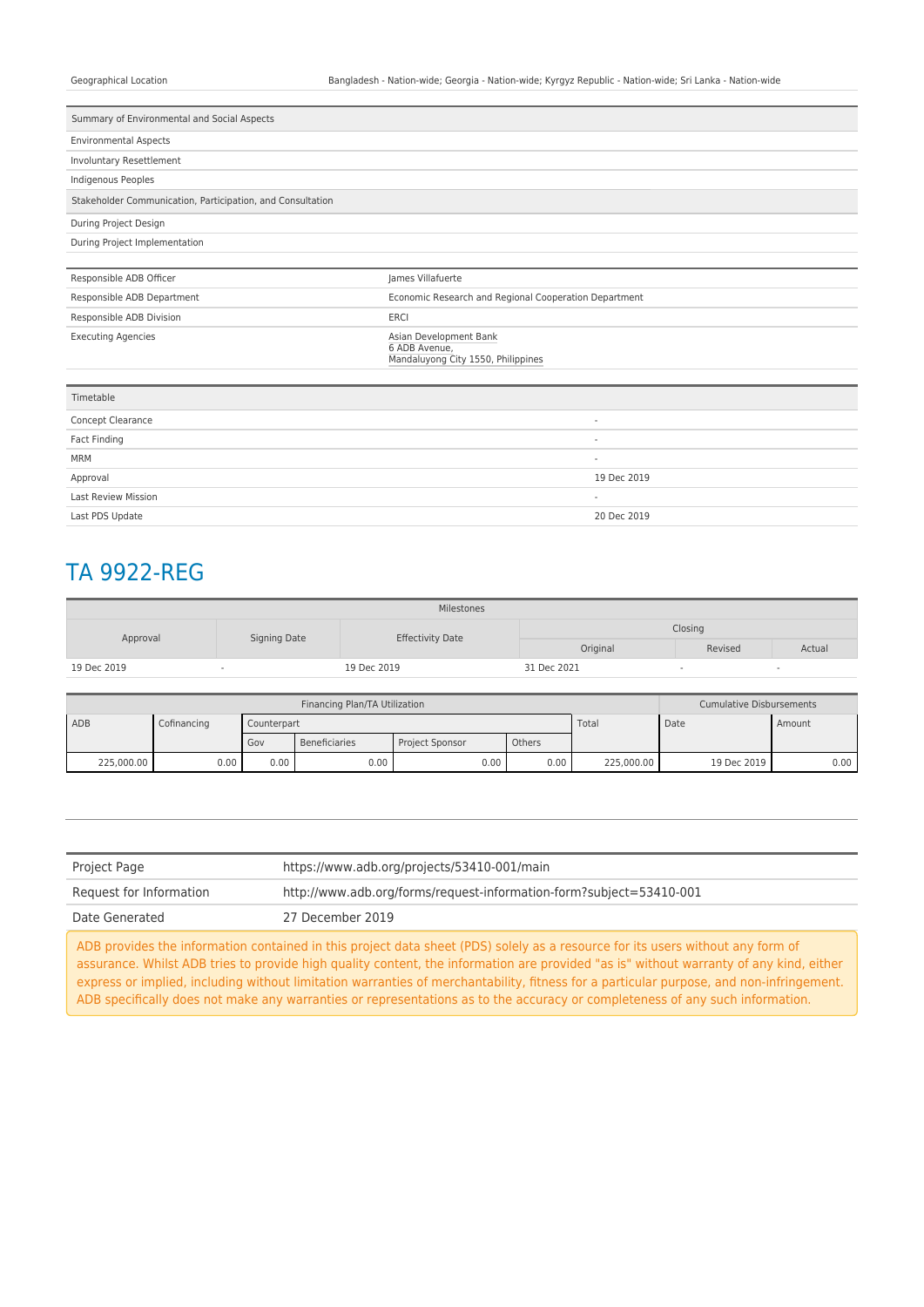| | |
|---|---|
| Geographical Location | Bangladesh - Nation-wide; Georgia - Nation-wide; Kyrgyz Republic - Nation-wide; Sri Lanka - Nation-wide |

| Summary of Environmental and Social Aspects | |
|---|---|
| Environmental Aspects | |
| Involuntary Resettlement | |
| Indigenous Peoples | |
| **Stakeholder Communication, Participation, and Consultation** | |
| During Project Design | |
| During Project Implementation | |

| | |
|---|---|
| Responsible ADB Officer | James Villafuerte |
| Responsible ADB Department | Economic Research and Regional Cooperation Department |
| Responsible ADB Division | ERCI |
| Executing Agencies | Asian Development Bank<br>6 ADB Avenue,<br>Mandaluyong City 1550, Philippines |

| Timetable | |
|---|---|
| Concept Clearance | - |
| Fact Finding | - |
| MRM | - |
| Approval | 19 Dec 2019 |
| Last Review Mission | - |
| Last PDS Update | 20 Dec 2019 |

## TA 9922-REG

| Milestones | | | | | |
|---|---|---|---|---|---|
| Approval | Signing Date | Effectivity Date | Closing | | |
| | | | Original | Revised | Actual |
| 19 Dec 2019 | - | 19 Dec 2019 | 31 Dec 2021 | - | - |

| Financing Plan/TA Utilization | | | | | | | Cumulative Disbursements | |
|---|---|---|---|---|---|---|---|---|
| ADB | Cofinancing | Counterpart | | | | Total | Date | Amount |
| | | Gov | Beneficiaries | Project Sponsor | Others | | | |
| 225,000.00 | 0.00 | 0.00 | 0.00 | 0.00 | 0.00 | 225,000.00 | 19 Dec 2019 | 0.00 |

| | |
|---|---|
| Project Page | https://www.adb.org/projects/53410-001/main |
| Request for Information | http://www.adb.org/forms/request-information-form?subject=53410-001 |
| Date Generated | 27 December 2019 |

ADB provides the information contained in this project data sheet (PDS) solely as a resource for its users without any form of assurance. Whilst ADB tries to provide high quality content, the information are provided "as is" without warranty of any kind, either express or implied, including without limitation warranties of merchantability, fitness for a particular purpose, and non-infringement. ADB specifically does not make any warranties or representations as to the accuracy or completeness of any such information.